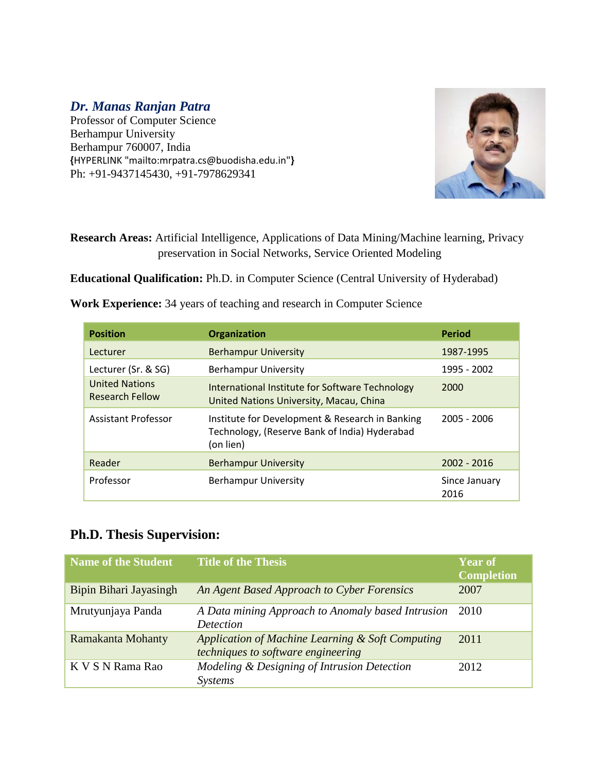## *Dr. Manas Ranjan Patra*

Professor of Computer Science
Berhampur University
Berhampur 760007, India
{HYPERLINK "mailto:mrpatra.cs@buodisha.edu.in"}
Ph: +91-9437145430, +91-7978629341

**Research Areas:** Artificial Intelligence, Applications of Data Mining/Machine learning, Privacy preservation in Social Networks, Service Oriented Modeling

**Educational Qualification:** Ph.D. in Computer Science (Central University of Hyderabad)

**Work Experience:** 34 years of teaching and research in Computer Science

| Position | Organization | Period |
|---|---|---|
| Lecturer | Berhampur University | 1987-1995 |
| Lecturer (Sr. & SG) | Berhampur University | 1995 - 2002 |
| United Nations Research Fellow | International Institute for Software Technology United Nations University, Macau, China | 2000 |
| Assistant Professor | Institute for Development & Research in Banking Technology, (Reserve Bank of India) Hyderabad (on lien) | 2005 - 2006 |
| Reader | Berhampur University | 2002 - 2016 |
| Professor | Berhampur University | Since January 2016 |

## Ph.D. Thesis Supervision:

| Name of the Student | Title of the Thesis | Year of Completion |
|---|---|---|
| Bipin Bihari Jayasingh | *An Agent Based Approach to Cyber Forensics* | 2007 |
| Mrutyunjaya Panda | *A Data mining Approach to Anomaly based Intrusion Detection* | 2010 |
| Ramakanta Mohanty | *Application of Machine Learning & Soft Computing techniques to software engineering* | 2011 |
| K V S N Rama Rao | *Modeling & Designing of Intrusion Detection Systems* | 2012 |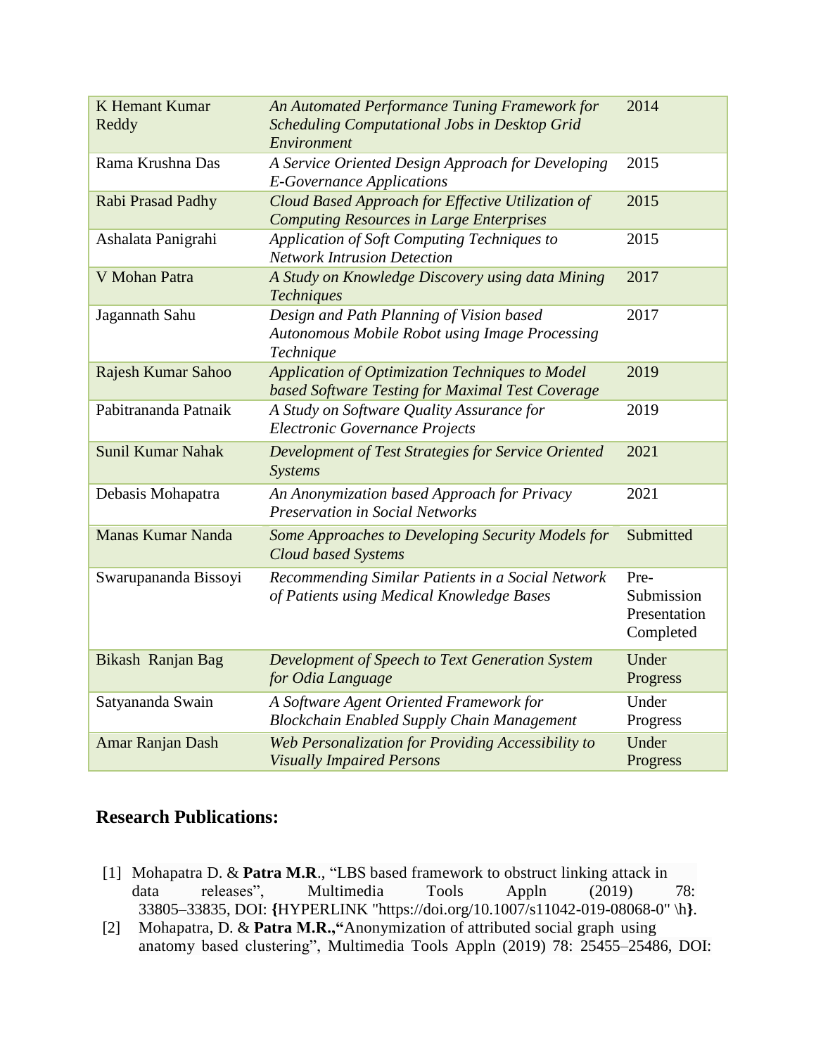| K Hemant Kumar Reddy | *An Automated Performance Tuning Framework for Scheduling Computational Jobs in Desktop Grid Environment* | 2014 |
|---|---|---|
| Rama Krushna Das | *A Service Oriented Design Approach for Developing E-Governance Applications* | 2015 |
| Rabi Prasad Padhy | *Cloud Based Approach for Effective Utilization of Computing Resources in Large Enterprises* | 2015 |
| Ashalata Panigrahi | *Application of Soft Computing Techniques to Network Intrusion Detection* | 2015 |
| V Mohan Patra | *A Study on Knowledge Discovery using data Mining Techniques* | 2017 |
| Jagannath Sahu | *Design and Path Planning of Vision based Autonomous Mobile Robot using Image Processing Technique* | 2017 |
| Rajesh Kumar Sahoo | *Application of Optimization Techniques to Model based Software Testing for Maximal Test Coverage* | 2019 |
| Pabitrananda Patnaik | *A Study on Software Quality Assurance for Electronic Governance Projects* | 2019 |
| Sunil Kumar Nahak | *Development of Test Strategies for Service Oriented Systems* | 2021 |
| Debasis Mohapatra | *An Anonymization based Approach for Privacy Preservation in Social Networks* | 2021 |
| Manas Kumar Nanda | *Some Approaches to Developing Security Models for Cloud based Systems* | Submitted |
| Swarupananda Bissoyi | *Recommending Similar Patients in a Social Network of Patients using Medical Knowledge Bases* | Pre-Submission Presentation Completed |
| Bikash Ranjan Bag | *Development of Speech to Text Generation System for Odia Language* | Under Progress |
| Satyananda Swain | *A Software Agent Oriented Framework for Blockchain Enabled Supply Chain Management* | Under Progress |
| Amar Ranjan Dash | *Web Personalization for Providing Accessibility to Visually Impaired Persons* | Under Progress |

## Research Publications:

[1] Mohapatra D. & **Patra M.R**., "LBS based framework to obstruct linking attack in data releases", Multimedia Tools Appln (2019) 78: 33805–33835, DOI: **{**HYPERLINK "https://doi.org/10.1007/s11042-019-08068-0" \h**}**.

[2] Mohapatra, D. & **Patra M.R.,"**Anonymization of attributed social graph using anatomy based clustering", Multimedia Tools Appln (2019) 78: 25455–25486, DOI: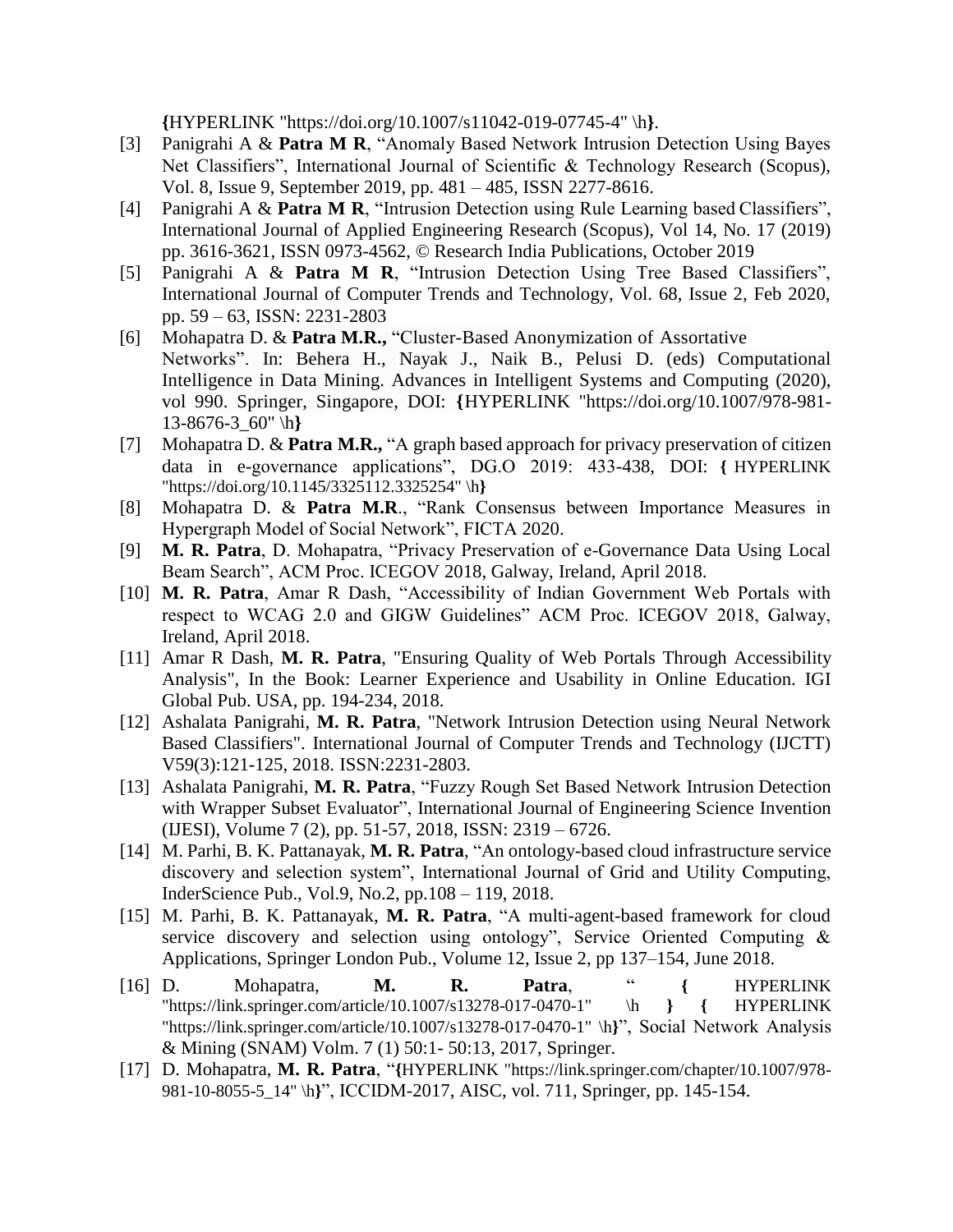{HYPERLINK "https://doi.org/10.1007/s11042-019-07745-4" \h}.

[3] Panigrahi A & **Patra M R**, "Anomaly Based Network Intrusion Detection Using Bayes Net Classifiers", International Journal of Scientific & Technology Research (Scopus), Vol. 8, Issue 9, September 2019, pp. 481 – 485, ISSN 2277-8616.

[4] Panigrahi A & **Patra M R**, "Intrusion Detection using Rule Learning based Classifiers", International Journal of Applied Engineering Research (Scopus), Vol 14, No. 17 (2019) pp. 3616-3621, ISSN 0973-4562, © Research India Publications, October 2019

[5] Panigrahi A & **Patra M R**, "Intrusion Detection Using Tree Based Classifiers", International Journal of Computer Trends and Technology, Vol. 68, Issue 2, Feb 2020, pp. 59 – 63, ISSN: 2231-2803

[6] Mohapatra D. & **Patra M.R.,** "Cluster-Based Anonymization of Assortative Networks". In: Behera H., Nayak J., Naik B., Pelusi D. (eds) Computational Intelligence in Data Mining. Advances in Intelligent Systems and Computing (2020), vol 990. Springer, Singapore, DOI: {HYPERLINK "https://doi.org/10.1007/978-981-13-8676-3_60" \h}

[7] Mohapatra D. & **Patra M.R.,** "A graph based approach for privacy preservation of citizen data in e-governance applications", DG.O 2019: 433-438, DOI: { HYPERLINK "https://doi.org/10.1145/3325112.3325254" \h}

[8] Mohapatra D. & **Patra M.R**., "Rank Consensus between Importance Measures in Hypergraph Model of Social Network", FICTA 2020.

[9] **M. R. Patra**, D. Mohapatra, "Privacy Preservation of e-Governance Data Using Local Beam Search", ACM Proc. ICEGOV 2018, Galway, Ireland, April 2018.

[10] **M. R. Patra**, Amar R Dash, "Accessibility of Indian Government Web Portals with respect to WCAG 2.0 and GIGW Guidelines" ACM Proc. ICEGOV 2018, Galway, Ireland, April 2018.

[11] Amar R Dash, **M. R. Patra**, "Ensuring Quality of Web Portals Through Accessibility Analysis", In the Book: Learner Experience and Usability in Online Education. IGI Global Pub. USA, pp. 194-234, 2018.

[12] Ashalata Panigrahi, **M. R. Patra**, "Network Intrusion Detection using Neural Network Based Classifiers". International Journal of Computer Trends and Technology (IJCTT) V59(3):121-125, 2018. ISSN:2231-2803.

[13] Ashalata Panigrahi, **M. R. Patra**, "Fuzzy Rough Set Based Network Intrusion Detection with Wrapper Subset Evaluator", International Journal of Engineering Science Invention (IJESI), Volume 7 (2), pp. 51-57, 2018, ISSN: 2319 – 6726.

[14] M. Parhi, B. K. Pattanayak, **M. R. Patra**, "An ontology-based cloud infrastructure service discovery and selection system", International Journal of Grid and Utility Computing, InderScience Pub., Vol.9, No.2, pp.108 – 119, 2018.

[15] M. Parhi, B. K. Pattanayak, **M. R. Patra**, "A multi-agent-based framework for cloud service discovery and selection using ontology", Service Oriented Computing & Applications, Springer London Pub., Volume 12, Issue 2, pp 137–154, June 2018.

[16] D. Mohapatra, **M. R. Patra**, " { HYPERLINK "https://link.springer.com/article/10.1007/s13278-017-0470-1" \h } { HYPERLINK "https://link.springer.com/article/10.1007/s13278-017-0470-1" \h}", Social Network Analysis & Mining (SNAM) Volm. 7 (1) 50:1- 50:13, 2017, Springer.

[17] D. Mohapatra, **M. R. Patra**, "{HYPERLINK "https://link.springer.com/chapter/10.1007/978-981-10-8055-5_14" \h}", ICCIDM-2017, AISC, vol. 711, Springer, pp. 145-154.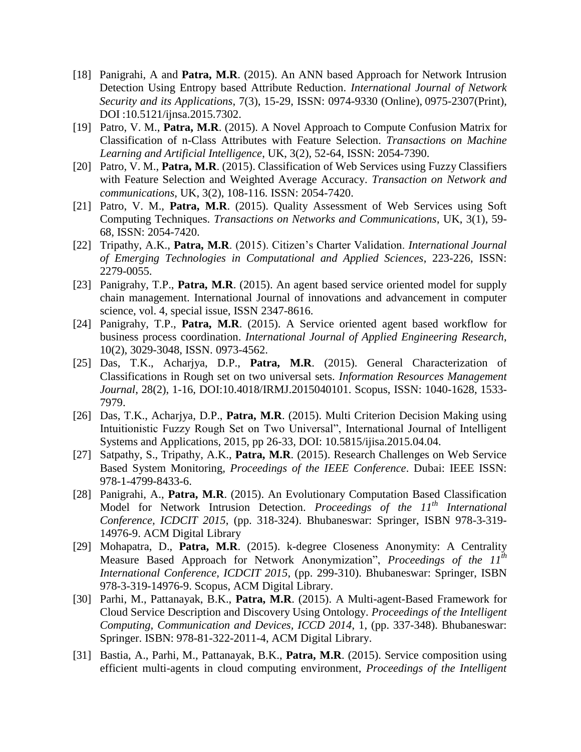[18] Panigrahi, A and **Patra, M.R**. (2015). An ANN based Approach for Network Intrusion Detection Using Entropy based Attribute Reduction. *International Journal of Network Security and its Applications*, 7(3), 15-29, ISSN: 0974-9330 (Online), 0975-2307(Print), DOI :10.5121/ijnsa.2015.7302.

[19] Patro, V. M., **Patra, M.R**. (2015). A Novel Approach to Compute Confusion Matrix for Classification of n-Class Attributes with Feature Selection. *Transactions on Machine Learning and Artificial Intelligence*, UK, 3(2), 52-64, ISSN: 2054-7390.

[20] Patro, V. M., **Patra, M.R**. (2015). Classification of Web Services using Fuzzy Classifiers with Feature Selection and Weighted Average Accuracy. *Transaction on Network and communications*, UK, 3(2), 108-116. ISSN: 2054-7420.

[21] Patro, V. M., **Patra, M.R**. (2015). Quality Assessment of Web Services using Soft Computing Techniques. *Transactions on Networks and Communications*, UK, 3(1), 59-68, ISSN: 2054-7420.

[22] Tripathy, A.K., **Patra, M.R**. (2015). Citizen's Charter Validation. *International Journal of Emerging Technologies in Computational and Applied Sciences*, 223-226, ISSN: 2279-0055.

[23] Panigrahy, T.P., **Patra, M.R**. (2015). An agent based service oriented model for supply chain management. International Journal of innovations and advancement in computer science, vol. 4, special issue, ISSN 2347-8616.

[24] Panigrahy, T.P., **Patra, M.R**. (2015). A Service oriented agent based workflow for business process coordination. *International Journal of Applied Engineering Research*, 10(2), 3029-3048, ISSN. 0973-4562.

[25] Das, T.K., Acharjya, D.P., **Patra, M.R**. (2015). General Characterization of Classifications in Rough set on two universal sets. *Information Resources Management Journal*, 28(2), 1-16, DOI:10.4018/IRMJ.2015040101. Scopus, ISSN: 1040-1628, 1533-7979.

[26] Das, T.K., Acharjya, D.P., **Patra, M.R**. (2015). Multi Criterion Decision Making using Intuitionistic Fuzzy Rough Set on Two Universal", International Journal of Intelligent Systems and Applications, 2015, pp 26-33, DOI: 10.5815/ijisa.2015.04.04.

[27] Satpathy, S., Tripathy, A.K., **Patra, M.R**. (2015). Research Challenges on Web Service Based System Monitoring, *Proceedings of the IEEE Conference*. Dubai: IEEE ISSN: 978-1-4799-8433-6.

[28] Panigrahi, A., **Patra, M.R**. (2015). An Evolutionary Computation Based Classification Model for Network Intrusion Detection. *Proceedings of the 11th International Conference, ICDCIT 2015*, (pp. 318-324). Bhubaneswar: Springer, ISBN 978-3-319-14976-9. ACM Digital Library

[29] Mohapatra, D., **Patra, M.R**. (2015). k-degree Closeness Anonymity: A Centrality Measure Based Approach for Network Anonymization", *Proceedings of the 11th International Conference, ICDCIT 2015*, (pp. 299-310). Bhubaneswar: Springer, ISBN 978-3-319-14976-9. Scopus, ACM Digital Library.

[30] Parhi, M., Pattanayak, B.K., **Patra, M.R**. (2015). A Multi-agent-Based Framework for Cloud Service Description and Discovery Using Ontology. *Proceedings of the Intelligent Computing, Communication and Devices, ICCD 2014*, 1, (pp. 337-348). Bhubaneswar: Springer. ISBN: 978-81-322-2011-4, ACM Digital Library.

[31] Bastia, A., Parhi, M., Pattanayak, B.K., **Patra, M.R**. (2015). Service composition using efficient multi-agents in cloud computing environment, *Proceedings of the Intelligent*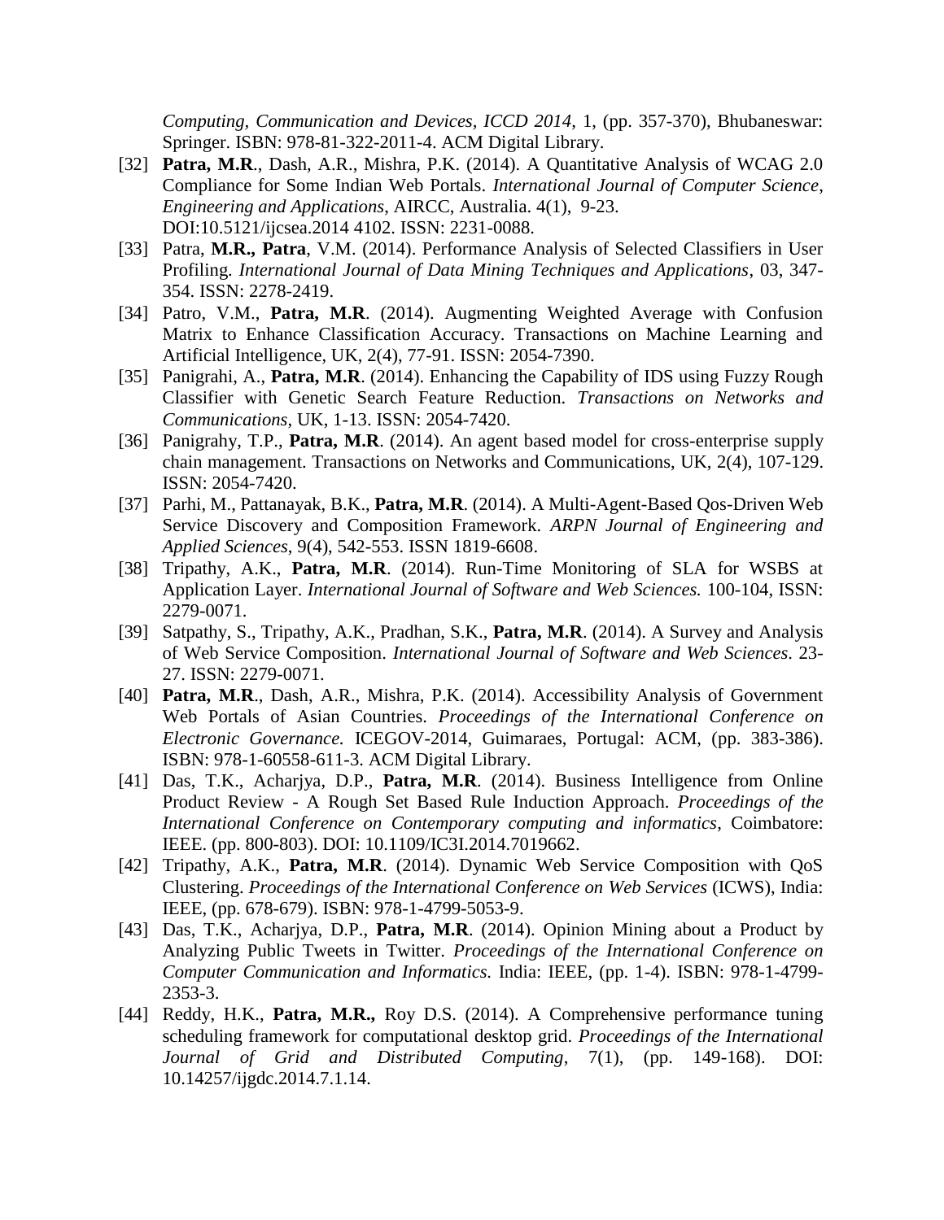*Computing, Communication and Devices, ICCD 2014*, 1, (pp. 357-370), Bhubaneswar: Springer. ISBN: 978-81-322-2011-4. ACM Digital Library.

[32] **Patra, M.R**., Dash, A.R., Mishra, P.K. (2014). A Quantitative Analysis of WCAG 2.0 Compliance for Some Indian Web Portals. *International Journal of Computer Science, Engineering and Applications*, AIRCC, Australia. 4(1), 9-23. DOI:10.5121/ijcsea.2014 4102. ISSN: 2231-0088.

[33] Patra, **M.R., Patra**, V.M. (2014). Performance Analysis of Selected Classifiers in User Profiling. *International Journal of Data Mining Techniques and Applications*, 03, 347-354. ISSN: 2278-2419.

[34] Patro, V.M., **Patra, M.R**. (2014). Augmenting Weighted Average with Confusion Matrix to Enhance Classification Accuracy. Transactions on Machine Learning and Artificial Intelligence, UK, 2(4), 77-91. ISSN: 2054-7390.

[35] Panigrahi, A., **Patra, M.R**. (2014). Enhancing the Capability of IDS using Fuzzy Rough Classifier with Genetic Search Feature Reduction. *Transactions on Networks and Communications*, UK, 1-13. ISSN: 2054-7420.

[36] Panigrahy, T.P., **Patra, M.R**. (2014). An agent based model for cross-enterprise supply chain management. Transactions on Networks and Communications, UK, 2(4), 107-129. ISSN: 2054-7420.

[37] Parhi, M., Pattanayak, B.K., **Patra, M.R**. (2014). A Multi-Agent-Based Qos-Driven Web Service Discovery and Composition Framework. *ARPN Journal of Engineering and Applied Sciences*, 9(4), 542-553. ISSN 1819-6608.

[38] Tripathy, A.K., **Patra, M.R**. (2014). Run-Time Monitoring of SLA for WSBS at Application Layer. *International Journal of Software and Web Sciences.* 100-104, ISSN: 2279-0071.

[39] Satpathy, S., Tripathy, A.K., Pradhan, S.K., **Patra, M.R**. (2014). A Survey and Analysis of Web Service Composition. *International Journal of Software and Web Sciences*. 23-27. ISSN: 2279-0071.

[40] **Patra, M.R**., Dash, A.R., Mishra, P.K. (2014). Accessibility Analysis of Government Web Portals of Asian Countries. *Proceedings of the International Conference on Electronic Governance.* ICEGOV-2014, Guimaraes, Portugal: ACM, (pp. 383-386). ISBN: 978-1-60558-611-3. ACM Digital Library.

[41] Das, T.K., Acharjya, D.P., **Patra, M.R**. (2014). Business Intelligence from Online Product Review - A Rough Set Based Rule Induction Approach. *Proceedings of the International Conference on Contemporary computing and informatics*, Coimbatore: IEEE. (pp. 800-803). DOI: 10.1109/IC3I.2014.7019662.

[42] Tripathy, A.K., **Patra, M.R**. (2014). Dynamic Web Service Composition with QoS Clustering. *Proceedings of the International Conference on Web Services* (ICWS), India: IEEE, (pp. 678-679). ISBN: 978-1-4799-5053-9.

[43] Das, T.K., Acharjya, D.P., **Patra, M.R**. (2014). Opinion Mining about a Product by Analyzing Public Tweets in Twitter. *Proceedings of the International Conference on Computer Communication and Informatics.* India: IEEE, (pp. 1-4). ISBN: 978-1-4799-2353-3.

[44] Reddy, H.K., **Patra, M.R.,** Roy D.S. (2014). A Comprehensive performance tuning scheduling framework for computational desktop grid. *Proceedings of the International Journal of Grid and Distributed Computing*, 7(1), (pp. 149-168). DOI: 10.14257/ijgdc.2014.7.1.14.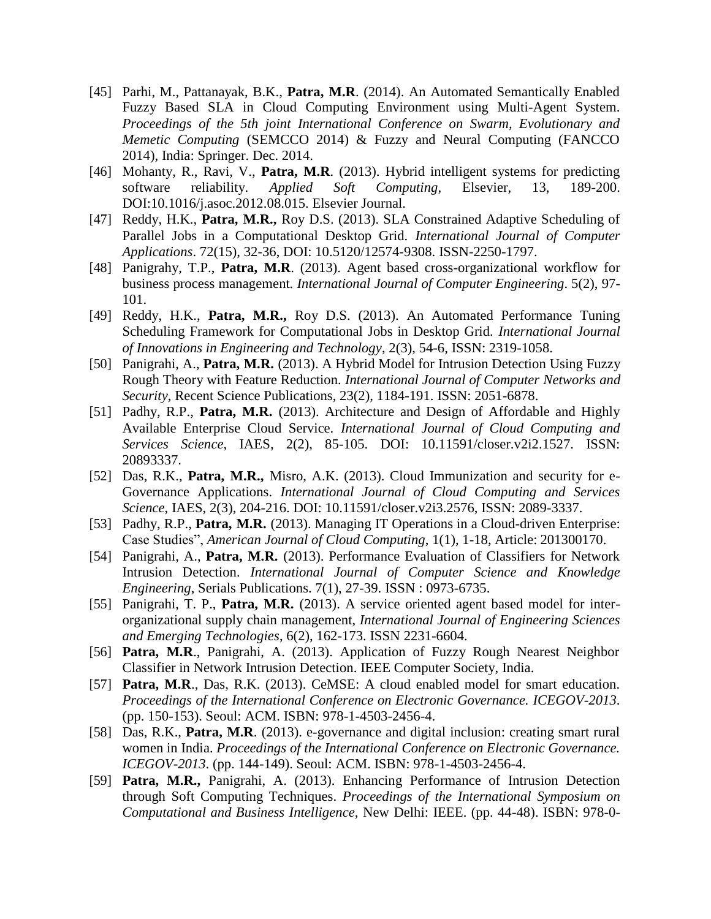[45] Parhi, M., Pattanayak, B.K., **Patra, M.R**. (2014). An Automated Semantically Enabled Fuzzy Based SLA in Cloud Computing Environment using Multi-Agent System. *Proceedings of the 5th joint International Conference on Swarm, Evolutionary and Memetic Computing* (SEMCCO 2014) & Fuzzy and Neural Computing (FANCCO 2014), India: Springer. Dec. 2014.

[46] Mohanty, R., Ravi, V., **Patra, M.R**. (2013). Hybrid intelligent systems for predicting software reliability. *Applied Soft Computing*, Elsevier, 13, 189-200. DOI:10.1016/j.asoc.2012.08.015. Elsevier Journal.

[47] Reddy, H.K., **Patra, M.R.,** Roy D.S. (2013). SLA Constrained Adaptive Scheduling of Parallel Jobs in a Computational Desktop Grid. *International Journal of Computer Applications*. 72(15), 32-36, DOI: 10.5120/12574-9308. ISSN-2250-1797.

[48] Panigrahy, T.P., **Patra, M.R**. (2013). Agent based cross-organizational workflow for business process management*. International Journal of Computer Engineering*. 5(2), 97-101.

[49] Reddy, H.K., **Patra, M.R.,** Roy D.S. (2013). An Automated Performance Tuning Scheduling Framework for Computational Jobs in Desktop Grid. *International Journal of Innovations in Engineering and Technology*, 2(3), 54-6, ISSN: 2319-1058.

[50] Panigrahi, A., **Patra, M.R.** (2013). A Hybrid Model for Intrusion Detection Using Fuzzy Rough Theory with Feature Reduction. *International Journal of Computer Networks and Security*, Recent Science Publications, 23(2), 1184-191. ISSN: 2051-6878.

[51] Padhy, R.P., **Patra, M.R.** (2013). Architecture and Design of Affordable and Highly Available Enterprise Cloud Service. *International Journal of Cloud Computing and Services Science*, IAES, 2(2), 85-105. DOI: 10.11591/closer.v2i2.1527. ISSN: 20893337.

[52] Das, R.K., **Patra, M.R.,** Misro, A.K. (2013). Cloud Immunization and security for e-Governance Applications. *International Journal of Cloud Computing and Services Science*, IAES, 2(3), 204-216. DOI: 10.11591/closer.v2i3.2576, ISSN: 2089-3337.

[53] Padhy, R.P., **Patra, M.R.** (2013). Managing IT Operations in a Cloud-driven Enterprise: Case Studies", *American Journal of Cloud Computing*, 1(1), 1-18, Article: 201300170.

[54] Panigrahi, A., **Patra, M.R.** (2013). Performance Evaluation of Classifiers for Network Intrusion Detection. *International Journal of Computer Science and Knowledge Engineering*, Serials Publications. 7(1), 27-39. ISSN : 0973-6735.

[55] Panigrahi, T. P., **Patra, M.R.** (2013). A service oriented agent based model for inter-organizational supply chain management, *International Journal of Engineering Sciences and Emerging Technologies*, 6(2), 162-173. ISSN 2231-6604.

[56] **Patra, M.R**., Panigrahi, A. (2013). Application of Fuzzy Rough Nearest Neighbor Classifier in Network Intrusion Detection. IEEE Computer Society, India.

[57] **Patra, M.R**., Das, R.K. (2013). CeMSE: A cloud enabled model for smart education. *Proceedings of the International Conference on Electronic Governance. ICEGOV-2013*. (pp. 150-153). Seoul: ACM. ISBN: 978-1-4503-2456-4.

[58] Das, R.K., **Patra, M.R**. (2013). e-governance and digital inclusion: creating smart rural women in India. *Proceedings of the International Conference on Electronic Governance. ICEGOV-2013*. (pp. 144-149). Seoul: ACM. ISBN: 978-1-4503-2456-4.

[59] **Patra, M.R.,** Panigrahi, A. (2013). Enhancing Performance of Intrusion Detection through Soft Computing Techniques. *Proceedings of the International Symposium on Computational and Business Intelligence*, New Delhi: IEEE. (pp. 44-48). ISBN: 978-0-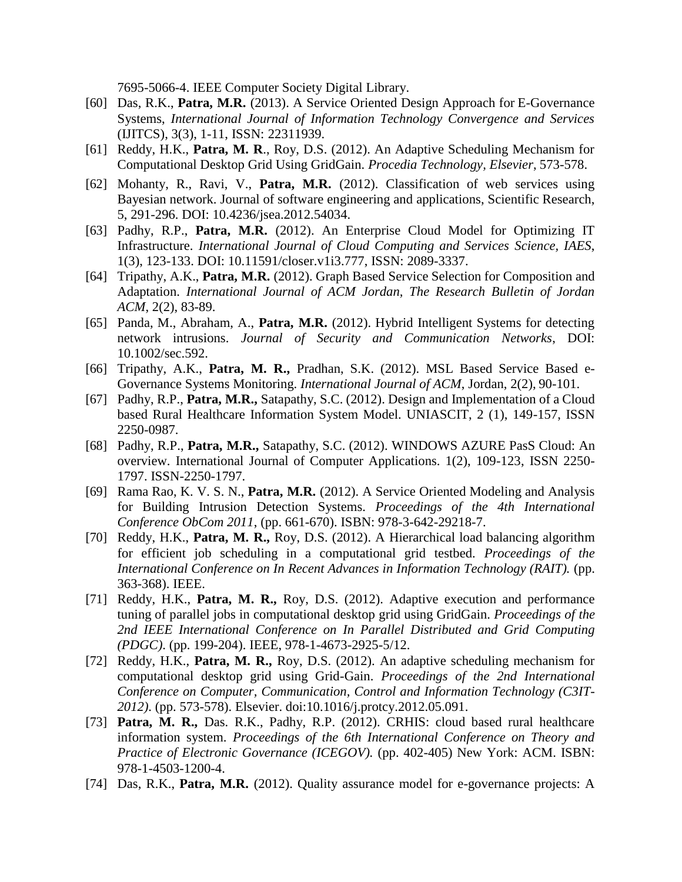7695-5066-4. IEEE Computer Society Digital Library.

[60] Das, R.K., **Patra, M.R.** (2013). A Service Oriented Design Approach for E-Governance Systems, *International Journal of Information Technology Convergence and Services* (IJITCS), 3(3), 1-11, ISSN: 22311939.

[61] Reddy, H.K., **Patra, M. R**., Roy, D.S. (2012). An Adaptive Scheduling Mechanism for Computational Desktop Grid Using GridGain. *Procedia Technology, Elsevier*, 573-578.

[62] Mohanty, R., Ravi, V., **Patra, M.R.** (2012). Classification of web services using Bayesian network. Journal of software engineering and applications, Scientific Research, 5, 291-296. DOI: 10.4236/jsea.2012.54034.

[63] Padhy, R.P., **Patra, M.R.** (2012). An Enterprise Cloud Model for Optimizing IT Infrastructure. *International Journal of Cloud Computing and Services Science, IAES*, 1(3), 123-133. DOI: 10.11591/closer.v1i3.777, ISSN: 2089-3337.

[64] Tripathy, A.K., **Patra, M.R.** (2012). Graph Based Service Selection for Composition and Adaptation. *International Journal of ACM Jordan, The Research Bulletin of Jordan ACM*, 2(2), 83-89.

[65] Panda, M., Abraham, A., **Patra, M.R.** (2012). Hybrid Intelligent Systems for detecting network intrusions. *Journal of Security and Communication Networks*, DOI: 10.1002/sec.592.

[66] Tripathy, A.K., **Patra, M. R.,** Pradhan, S.K. (2012). MSL Based Service Based e-Governance Systems Monitoring. *International Journal of ACM*, Jordan, 2(2), 90-101.

[67] Padhy, R.P., **Patra, M.R.,** Satapathy, S.C. (2012). Design and Implementation of a Cloud based Rural Healthcare Information System Model. UNIASCIT, 2 (1), 149-157, ISSN 2250-0987.

[68] Padhy, R.P., **Patra, M.R.,** Satapathy, S.C. (2012). WINDOWS AZURE PasS Cloud: An overview. International Journal of Computer Applications. 1(2), 109-123, ISSN 2250-1797. ISSN-2250-1797.

[69] Rama Rao, K. V. S. N., **Patra, M.R.** (2012). A Service Oriented Modeling and Analysis for Building Intrusion Detection Systems. *Proceedings of the 4th International Conference ObCom 2011*, (pp. 661-670). ISBN: 978-3-642-29218-7.

[70] Reddy, H.K., **Patra, M. R.,** Roy, D.S. (2012). A Hierarchical load balancing algorithm for efficient job scheduling in a computational grid testbed. *Proceedings of the International Conference on In Recent Advances in Information Technology (RAIT).* (pp. 363-368). IEEE.

[71] Reddy, H.K., **Patra, M. R.,** Roy, D.S. (2012). Adaptive execution and performance tuning of parallel jobs in computational desktop grid using GridGain. *Proceedings of the 2nd IEEE International Conference on In Parallel Distributed and Grid Computing (PDGC).* (pp. 199-204). IEEE, 978-1-4673-2925-5/12.

[72] Reddy, H.K., **Patra, M. R.,** Roy, D.S. (2012). An adaptive scheduling mechanism for computational desktop grid using Grid-Gain. *Proceedings of the 2nd International Conference on Computer, Communication, Control and Information Technology (C3IT-2012).* (pp. 573-578). Elsevier. doi:10.1016/j.protcy.2012.05.091.

[73] **Patra, M. R.,** Das. R.K., Padhy, R.P. (2012). CRHIS: cloud based rural healthcare information system. *Proceedings of the 6th International Conference on Theory and Practice of Electronic Governance (ICEGOV).* (pp. 402-405) New York: ACM. ISBN: 978-1-4503-1200-4.

[74] Das, R.K., **Patra, M.R.** (2012). Quality assurance model for e-governance projects: A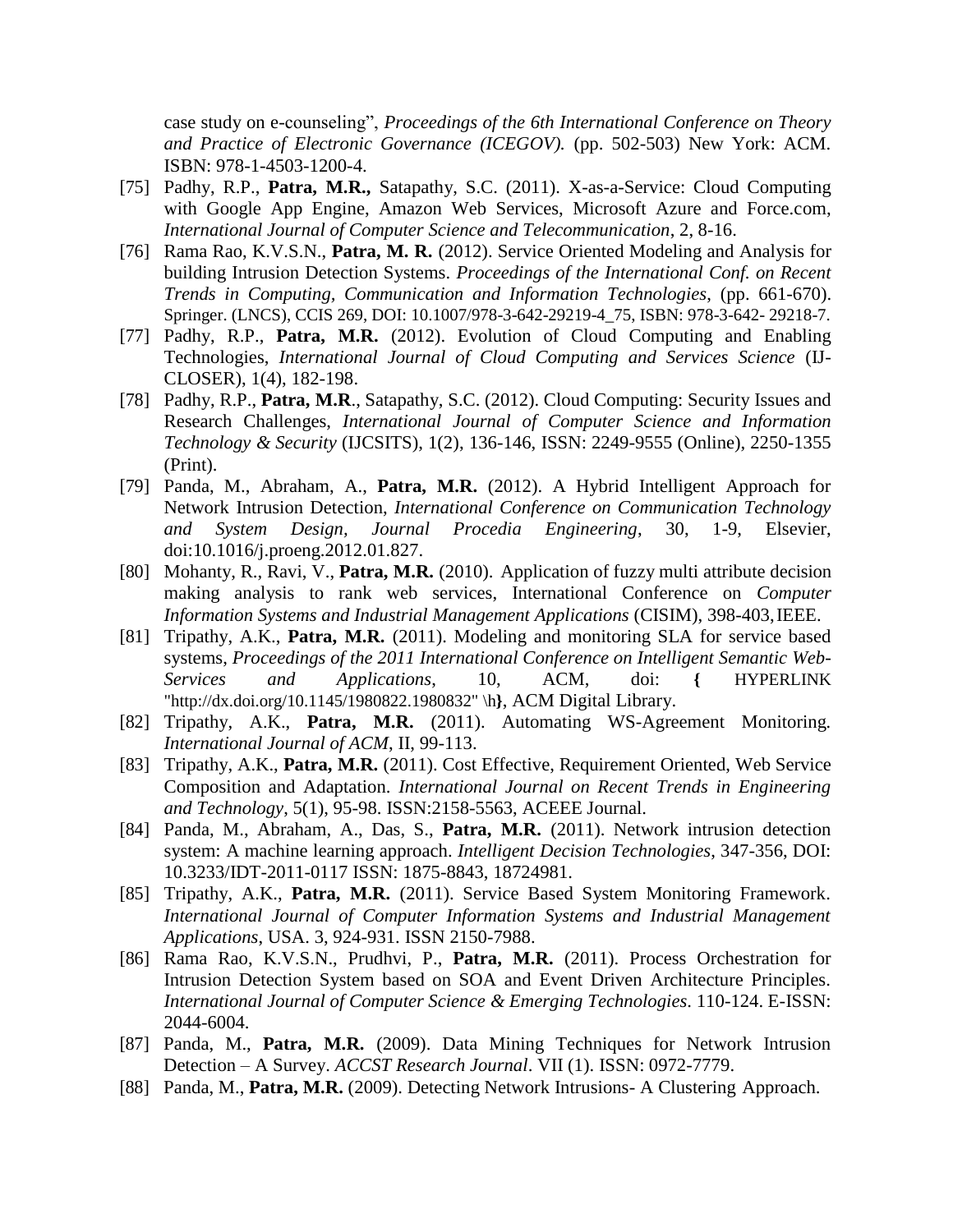case study on e-counseling", *Proceedings of the 6th International Conference on Theory and Practice of Electronic Governance (ICEGOV).* (pp. 502-503) New York: ACM. ISBN: 978-1-4503-1200-4.

[75] Padhy, R.P., **Patra, M.R.,** Satapathy, S.C. (2011). X-as-a-Service: Cloud Computing with Google App Engine, Amazon Web Services, Microsoft Azure and Force.com, *International Journal of Computer Science and Telecommunication*, 2, 8-16.

[76] Rama Rao, K.V.S.N., **Patra, M. R.** (2012). Service Oriented Modeling and Analysis for building Intrusion Detection Systems. *Proceedings of the International Conf. on Recent Trends in Computing, Communication and Information Technologies*, (pp. 661-670). Springer. (LNCS), CCIS 269, DOI: 10.1007/978-3-642-29219-4_75, ISBN: 978-3-642- 29218-7.

[77] Padhy, R.P., **Patra, M.R.** (2012). Evolution of Cloud Computing and Enabling Technologies, *International Journal of Cloud Computing and Services Science* (IJ-CLOSER), 1(4), 182-198.

[78] Padhy, R.P., **Patra, M.R**., Satapathy, S.C. (2012). Cloud Computing: Security Issues and Research Challenges, *International Journal of Computer Science and Information Technology & Security* (IJCSITS), 1(2), 136-146, ISSN: 2249-9555 (Online), 2250-1355 (Print).

[79] Panda, M., Abraham, A., **Patra, M.R.** (2012). A Hybrid Intelligent Approach for Network Intrusion Detection, *International Conference on Communication Technology and System Design, Journal Procedia Engineering*, 30, 1-9, Elsevier, doi:10.1016/j.proeng.2012.01.827.

[80] Mohanty, R., Ravi, V., **Patra, M.R.** (2010). Application of fuzzy multi attribute decision making analysis to rank web services, International Conference on *Computer Information Systems and Industrial Management Applications* (CISIM), 398-403, IEEE.

[81] Tripathy, A.K., **Patra, M.R.** (2011). Modeling and monitoring SLA for service based systems, *Proceedings of the 2011 International Conference on Intelligent Semantic Web-Services and Applications*, 10, ACM, doi: **{** HYPERLINK "http://dx.doi.org/10.1145/1980822.1980832" \h**}**, ACM Digital Library.

[82] Tripathy, A.K., **Patra, M.R.** (2011). Automating WS-Agreement Monitoring. *International Journal of ACM*, II, 99-113.

[83] Tripathy, A.K., **Patra, M.R.** (2011). Cost Effective, Requirement Oriented, Web Service Composition and Adaptation. *International Journal on Recent Trends in Engineering and Technology*, 5(1), 95-98. ISSN:2158-5563, ACEEE Journal.

[84] Panda, M., Abraham, A., Das, S., **Patra, M.R.** (2011). Network intrusion detection system: A machine learning approach. *Intelligent Decision Technologies*, 347-356, DOI: 10.3233/IDT-2011-0117 ISSN: 1875-8843, 18724981.

[85] Tripathy, A.K., **Patra, M.R.** (2011). Service Based System Monitoring Framework. *International Journal of Computer Information Systems and Industrial Management Applications*, USA. 3, 924-931. ISSN 2150-7988.

[86] Rama Rao, K.V.S.N., Prudhvi, P., **Patra, M.R.** (2011). Process Orchestration for Intrusion Detection System based on SOA and Event Driven Architecture Principles. *International Journal of Computer Science & Emerging Technologies*. 110-124. E-ISSN: 2044-6004.

[87] Panda, M., **Patra, M.R.** (2009). Data Mining Techniques for Network Intrusion Detection – A Survey. *ACCST Research Journal*. VII (1). ISSN: 0972-7779.

[88] Panda, M., **Patra, M.R.** (2009). Detecting Network Intrusions- A Clustering Approach.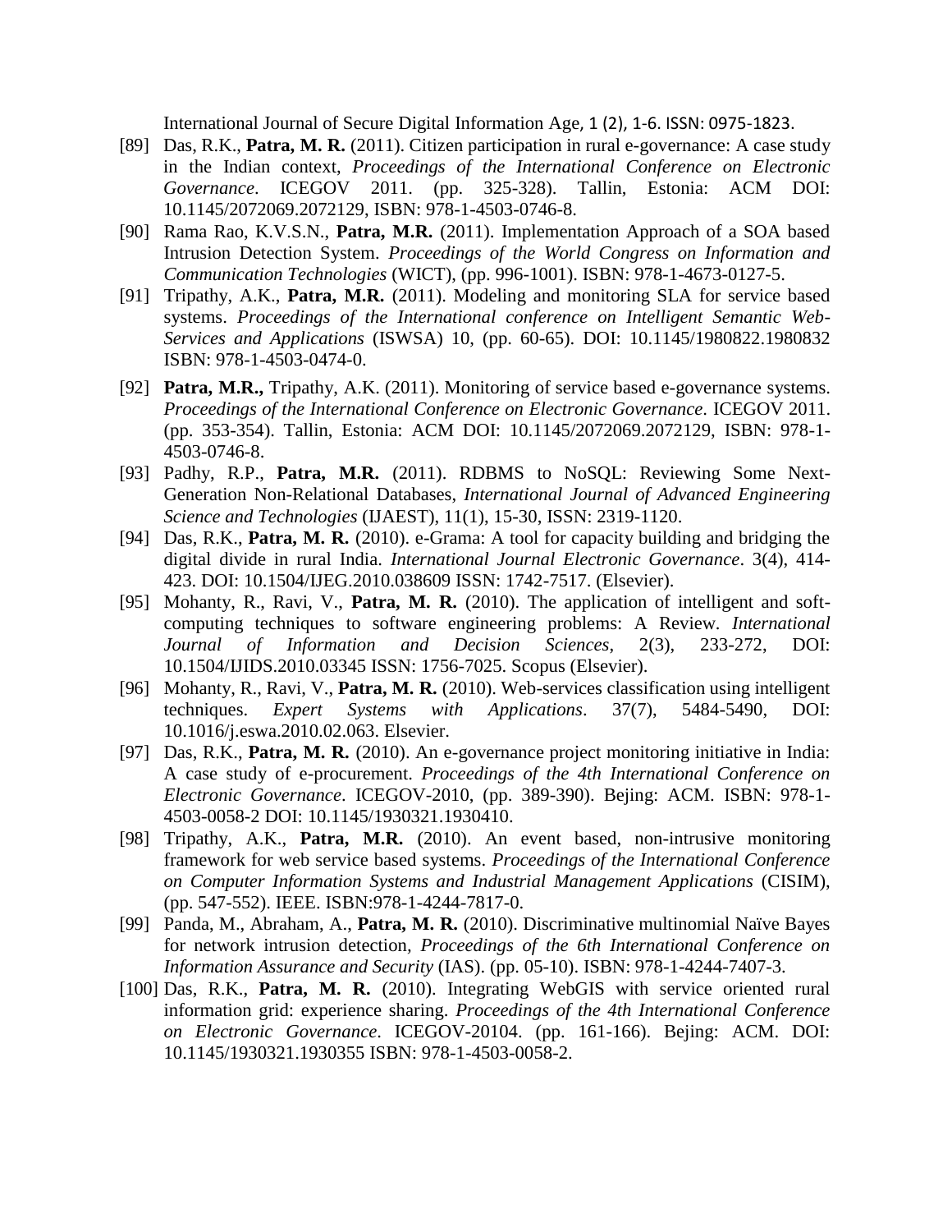International Journal of Secure Digital Information Age, 1 (2), 1-6. ISSN: 0975-1823.

[89] Das, R.K., **Patra, M. R.** (2011). Citizen participation in rural e-governance: A case study in the Indian context, *Proceedings of the International Conference on Electronic Governance*. ICEGOV 2011. (pp. 325-328). Tallin, Estonia: ACM DOI: 10.1145/2072069.2072129, ISBN: 978-1-4503-0746-8.

[90] Rama Rao, K.V.S.N., **Patra, M.R.** (2011). Implementation Approach of a SOA based Intrusion Detection System. *Proceedings of the World Congress on Information and Communication Technologies* (WICT), (pp. 996-1001). ISBN: 978-1-4673-0127-5.

[91] Tripathy, A.K., **Patra, M.R.** (2011). Modeling and monitoring SLA for service based systems. *Proceedings of the International conference on Intelligent Semantic Web-Services and Applications* (ISWSA) 10, (pp. 60-65). DOI: 10.1145/1980822.1980832 ISBN: 978-1-4503-0474-0.

[92] **Patra, M.R.,** Tripathy, A.K. (2011). Monitoring of service based e-governance systems. *Proceedings of the International Conference on Electronic Governance*. ICEGOV 2011. (pp. 353-354). Tallin, Estonia: ACM DOI: 10.1145/2072069.2072129, ISBN: 978-1-4503-0746-8.

[93] Padhy, R.P., **Patra, M.R.** (2011). RDBMS to NoSQL: Reviewing Some Next-Generation Non-Relational Databases, *International Journal of Advanced Engineering Science and Technologies* (IJAEST), 11(1), 15-30, ISSN: 2319-1120.

[94] Das, R.K., **Patra, M. R.** (2010). e-Grama: A tool for capacity building and bridging the digital divide in rural India. *International Journal Electronic Governance*. 3(4), 414-423. DOI: 10.1504/IJEG.2010.038609 ISSN: 1742-7517. (Elsevier).

[95] Mohanty, R., Ravi, V., **Patra, M. R.** (2010). The application of intelligent and soft-computing techniques to software engineering problems: A Review. *International Journal of Information and Decision Sciences*, 2(3), 233-272, DOI: 10.1504/IJIDS.2010.03345 ISSN: 1756-7025. Scopus (Elsevier).

[96] Mohanty, R., Ravi, V., **Patra, M. R.** (2010). Web-services classification using intelligent techniques. *Expert Systems with Applications*. 37(7), 5484-5490, DOI: 10.1016/j.eswa.2010.02.063. Elsevier.

[97] Das, R.K., **Patra, M. R.** (2010). An e-governance project monitoring initiative in India: A case study of e-procurement. *Proceedings of the 4th International Conference on Electronic Governance*. ICEGOV-2010, (pp. 389-390). Bejing: ACM. ISBN: 978-1-4503-0058-2 DOI: 10.1145/1930321.1930410.

[98] Tripathy, A.K., **Patra, M.R.** (2010). An event based, non-intrusive monitoring framework for web service based systems. *Proceedings of the International Conference on Computer Information Systems and Industrial Management Applications* (CISIM), (pp. 547-552). IEEE. ISBN:978-1-4244-7817-0.

[99] Panda, M., Abraham, A., **Patra, M. R.** (2010). Discriminative multinomial Naïve Bayes for network intrusion detection, *Proceedings of the 6th International Conference on Information Assurance and Security* (IAS). (pp. 05-10). ISBN: 978-1-4244-7407-3.

[100] Das, R.K., **Patra, M. R.** (2010). Integrating WebGIS with service oriented rural information grid: experience sharing. *Proceedings of the 4th International Conference on Electronic Governance*. ICEGOV-20104. (pp. 161-166). Bejing: ACM. DOI: 10.1145/1930321.1930355 ISBN: 978-1-4503-0058-2.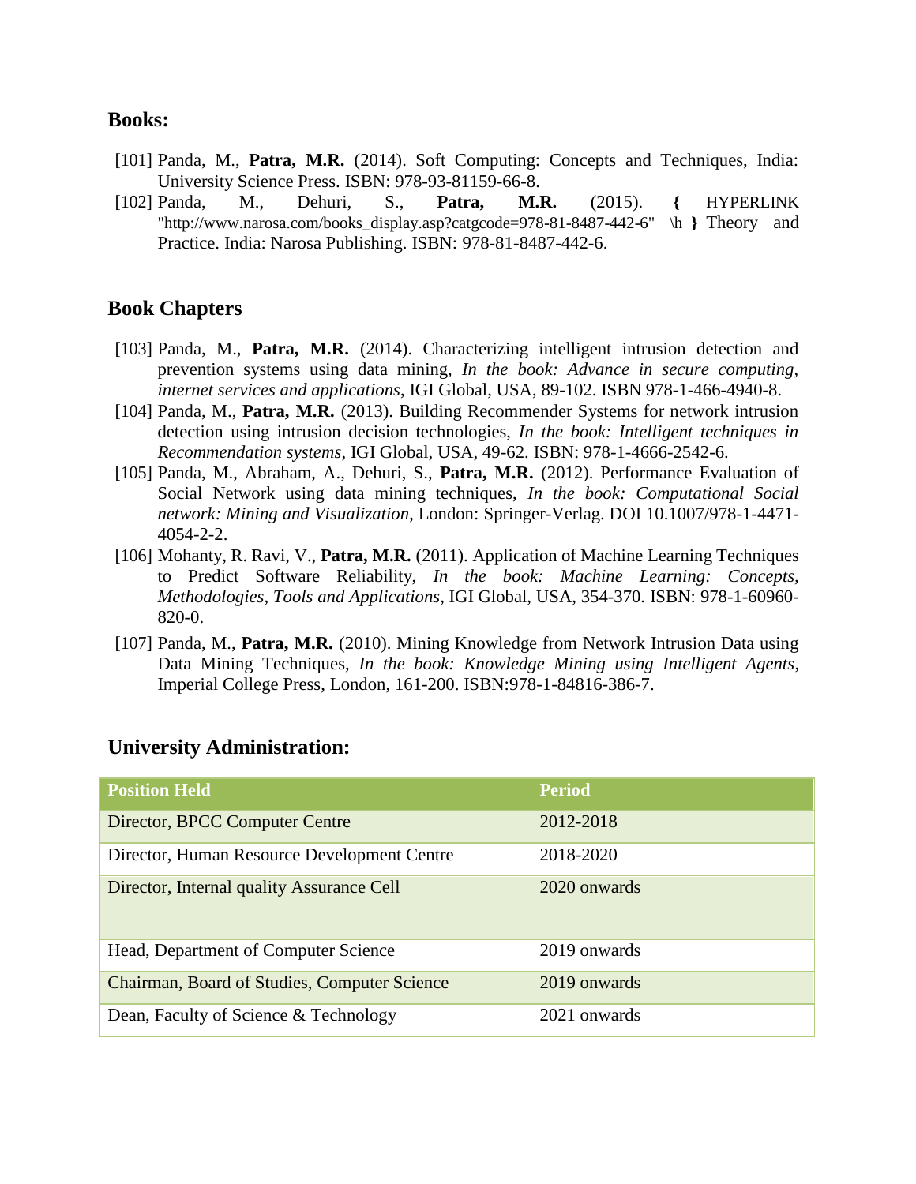## Books:

[101] Panda, M., **Patra, M.R.** (2014). Soft Computing: Concepts and Techniques, India: University Science Press. ISBN: 978-93-81159-66-8.

[102] Panda, M., Dehuri, S., **Patra, M.R.** (2015). **{** HYPERLINK "http://www.narosa.com/books_display.asp?catgcode=978-81-8487-442-6" \h **}** Theory and Practice. India: Narosa Publishing. ISBN: 978-81-8487-442-6.

## Book Chapters

[103] Panda, M., **Patra, M.R.** (2014). Characterizing intelligent intrusion detection and prevention systems using data mining, *In the book: Advance in secure computing, internet services and applications*, IGI Global, USA, 89-102. ISBN 978-1-466-4940-8.

[104] Panda, M., **Patra, M.R.** (2013). Building Recommender Systems for network intrusion detection using intrusion decision technologies, *In the book: Intelligent techniques in Recommendation systems*, IGI Global, USA, 49-62. ISBN: 978-1-4666-2542-6.

[105] Panda, M., Abraham, A., Dehuri, S., **Patra, M.R.** (2012). Performance Evaluation of Social Network using data mining techniques, *In the book: Computational Social network: Mining and Visualization*, London: Springer-Verlag. DOI 10.1007/978-1-4471-4054-2-2.

[106] Mohanty, R. Ravi, V., **Patra, M.R.** (2011). Application of Machine Learning Techniques to Predict Software Reliability, *In the book: Machine Learning: Concepts, Methodologies, Tools and Applications*, IGI Global, USA, 354-370. ISBN: 978-1-60960-820-0.

[107] Panda, M., **Patra, M.R.** (2010). Mining Knowledge from Network Intrusion Data using Data Mining Techniques, *In the book: Knowledge Mining using Intelligent Agents*, Imperial College Press, London, 161-200. ISBN:978-1-84816-386-7.

## University Administration:

| Position Held | Period |
|---|---|
| Director, BPCC Computer Centre | 2012-2018 |
| Director, Human Resource Development Centre | 2018-2020 |
| Director, Internal quality Assurance Cell | 2020 onwards |
| Head, Department of Computer Science | 2019 onwards |
| Chairman, Board of Studies, Computer Science | 2019 onwards |
| Dean, Faculty of Science & Technology | 2021 onwards |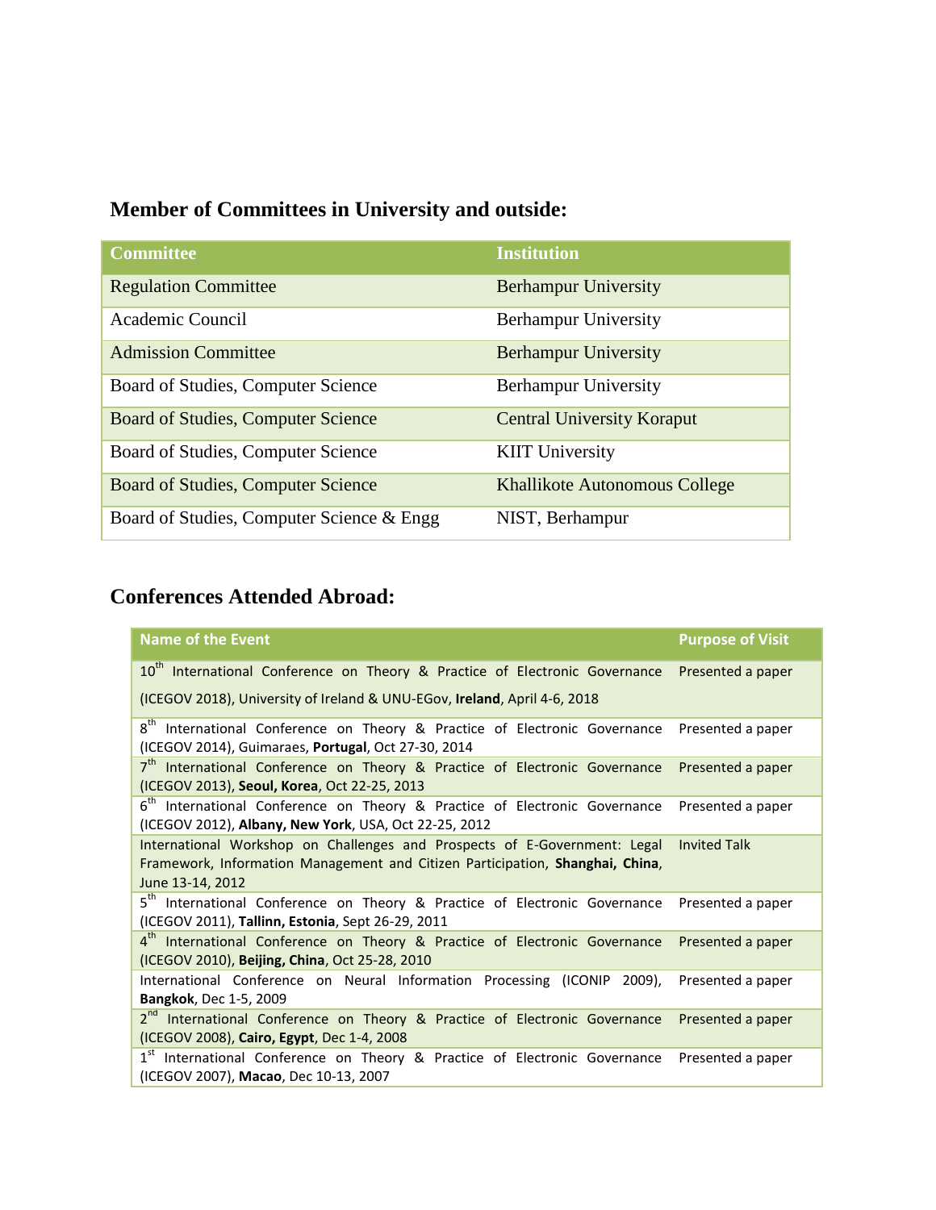## Member of Committees in University and outside:

| Committee | Institution |
|---|---|
| Regulation Committee | Berhampur University |
| Academic Council | Berhampur University |
| Admission Committee | Berhampur University |
| Board of Studies, Computer Science | Berhampur University |
| Board of Studies, Computer Science | Central University Koraput |
| Board of Studies, Computer Science | KIIT University |
| Board of Studies, Computer Science | Khallikote Autonomous College |
| Board of Studies, Computer Science & Engg | NIST, Berhampur |

## Conferences Attended Abroad:

| Name of the Event | Purpose of Visit |
|---|---|
| 10th International Conference on Theory & Practice of Electronic Governance (ICEGOV 2018), University of Ireland & UNU-EGov, **Ireland**, April 4-6, 2018 | Presented a paper |
| 8th International Conference on Theory & Practice of Electronic Governance (ICEGOV 2014), Guimaraes, **Portugal**, Oct 27-30, 2014 | Presented a paper |
| 7th International Conference on Theory & Practice of Electronic Governance (ICEGOV 2013), **Seoul, Korea**, Oct 22-25, 2013 | Presented a paper |
| 6th International Conference on Theory & Practice of Electronic Governance (ICEGOV 2012), **Albany, New York**, USA, Oct 22-25, 2012 | Presented a paper |
| International Workshop on Challenges and Prospects of E-Government: Legal Framework, Information Management and Citizen Participation, **Shanghai, China**, June 13-14, 2012 | Invited Talk |
| 5th International Conference on Theory & Practice of Electronic Governance (ICEGOV 2011), **Tallinn, Estonia**, Sept 26-29, 2011 | Presented a paper |
| 4th International Conference on Theory & Practice of Electronic Governance (ICEGOV 2010), **Beijing, China**, Oct 25-28, 2010 | Presented a paper |
| International Conference on Neural Information Processing (ICONIP 2009), **Bangkok**, Dec 1-5, 2009 | Presented a paper |
| 2nd International Conference on Theory & Practice of Electronic Governance (ICEGOV 2008), **Cairo, Egypt**, Dec 1-4, 2008 | Presented a paper |
| 1st International Conference on Theory & Practice of Electronic Governance (ICEGOV 2007), **Macao**, Dec 10-13, 2007 | Presented a paper |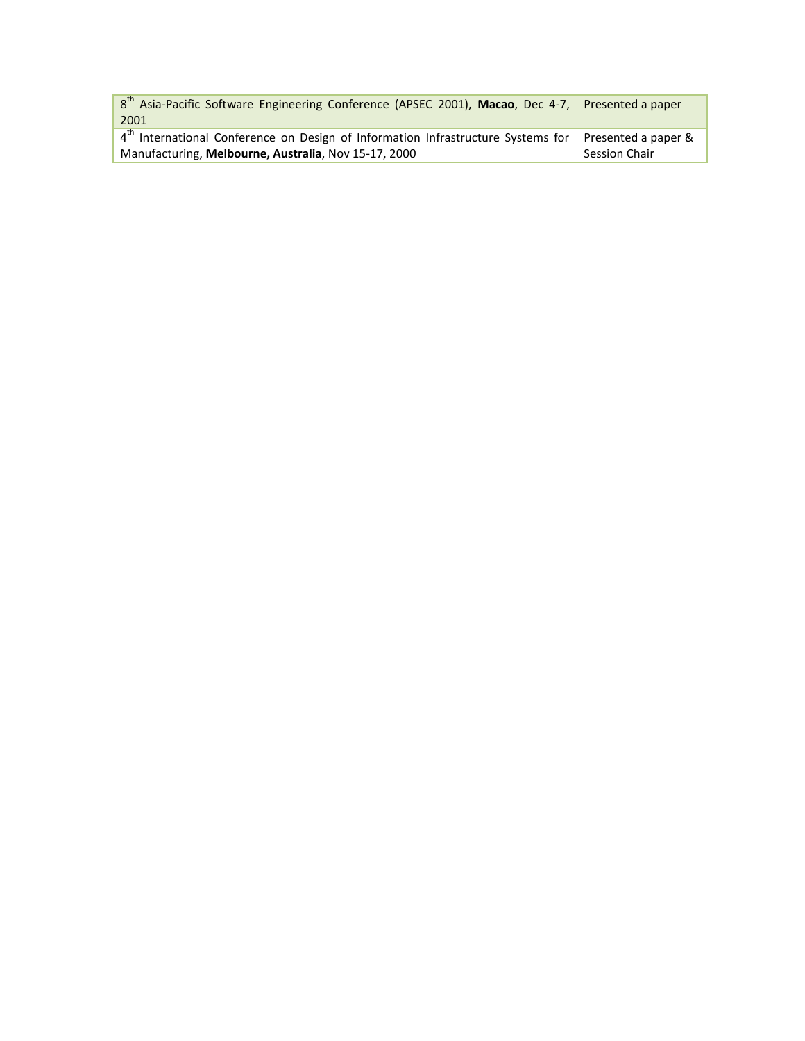| | |
|---|---|
| 8th Asia-Pacific Software Engineering Conference (APSEC 2001), **Macao**, Dec 4-7, 2001 | Presented a paper |
| 4th International Conference on Design of Information Infrastructure Systems for Manufacturing, **Melbourne, Australia**, Nov 15-17, 2000 | Presented a paper & Session Chair |